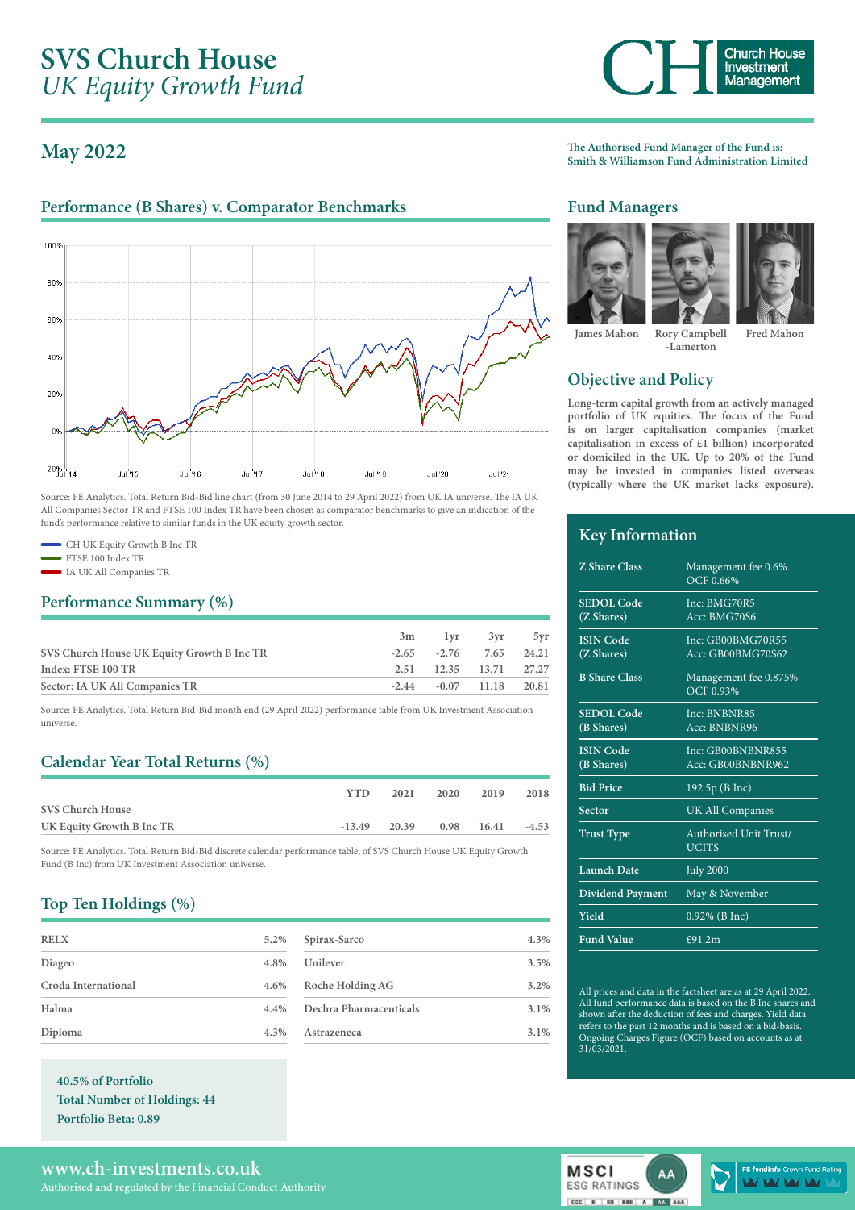# SVS Church House
## *UK Equity Growth Fund*

Church House Investment Management

## May 2022

**The Authorised Fund Manager of the Fund is: Smith & Williamson Fund Administration Limited**

## Performance (B Shares) v. Comparator Benchmarks

Source: FE Analytics. Total Return Bid-Bid line chart (from 30 June 2014 to 29 April 2022) from UK IA universe. The IA UK All Companies Sector TR and FTSE 100 Index TR have been chosen as comparator benchmarks to give an indication of the fund's performance relative to similar funds in the UK equity growth sector.

- CH UK Equity Growth B Inc TR
- FTSE 100 Index TR
- IA UK All Companies TR

## Performance Summary (%)

| | 3m | 1yr | 3yr | 5yr |
|---|---|---|---|---|
| SVS Church House UK Equity Growth B Inc TR | -2.65 | -2.76 | 7.65 | 24.21 |
| Index: FTSE 100 TR | 2.51 | 12.35 | 13.71 | 27.27 |
| Sector: IA UK All Companies TR | -2.44 | -0.07 | 11.18 | 20.81 |

Source: FE Analytics. Total Return Bid-Bid month end (29 April 2022) performance table from UK Investment Association universe.

## Calendar Year Total Returns (%)

| | YTD | 2021 | 2020 | 2019 | 2018 |
|---|---|---|---|---|---|
| SVS Church House UK Equity Growth B Inc TR | -13.49 | 20.39 | 0.98 | 16.41 | -4.53 |

Source: FE Analytics. Total Return Bid-Bid discrete calendar performance table, of SVS Church House UK Equity Growth Fund (B Inc) from UK Investment Association universe.

## Top Ten Holdings (%)

| | | | |
|---|---|---|---|
| RELX | 5.2% | Spirax-Sarco | 4.3% |
| Diageo | 4.8% | Unilever | 3.5% |
| Croda International | 4.6% | Roche Holding AG | 3.2% |
| Halma | 4.4% | Dechra Pharmaceuticals | 3.1% |
| Diploma | 4.3% | Astrazeneca | 3.1% |

**40.5% of Portfolio**
**Total Number of Holdings: 44**
**Portfolio Beta: 0.89**

## Fund Managers

James Mahon, Rory Campbell-Lamerton, Fred Mahon

## Objective and Policy

**Long-term capital growth from an actively managed portfolio of UK equities. The focus of the Fund is on larger capitalisation companies (market capitalisation in excess of £1 billion) incorporated or domiciled in the UK. Up to 20% of the Fund may be invested in companies listed overseas (typically where the UK market lacks exposure).**

## Key Information

| | |
|---|---|
| Z Share Class | Management fee 0.6% OCF 0.66% |
| SEDOL Code (Z Shares) | Inc: BMG70R5 Acc: BMG70S6 |
| ISIN Code (Z Shares) | Inc: GB00BMG70R55 Acc: GB00BMG70S62 |
| B Share Class | Management fee 0.875% OCF 0.93% |
| SEDOL Code (B Shares) | Inc: BNBNR85 Acc: BNBNR96 |
| ISIN Code (B Shares) | Inc: GB00BNBNR855 Acc: GB00BNBNR962 |
| Bid Price | 192.5p (B Inc) |
| Sector | UK All Companies |
| Trust Type | Authorised Unit Trust/ UCITS |
| Launch Date | July 2000 |
| Dividend Payment | May & November |
| Yield | 0.92% (B Inc) |
| Fund Value | £91.2m |

All prices and data in the factsheet are as at 29 April 2022. All fund performance data is based on the B Inc shares and shown after the deduction of fees and charges. Yield data refers to the past 12 months and is based on a bid-basis. Ongoing Charges Figure (OCF) based on accounts as at 31/03/2021.

**www.ch-investments.co.uk**
Authorised and regulated by the Financial Conduct Authority

MSCI ESG RATINGS AA

FE fundinfo Crown Fund Rating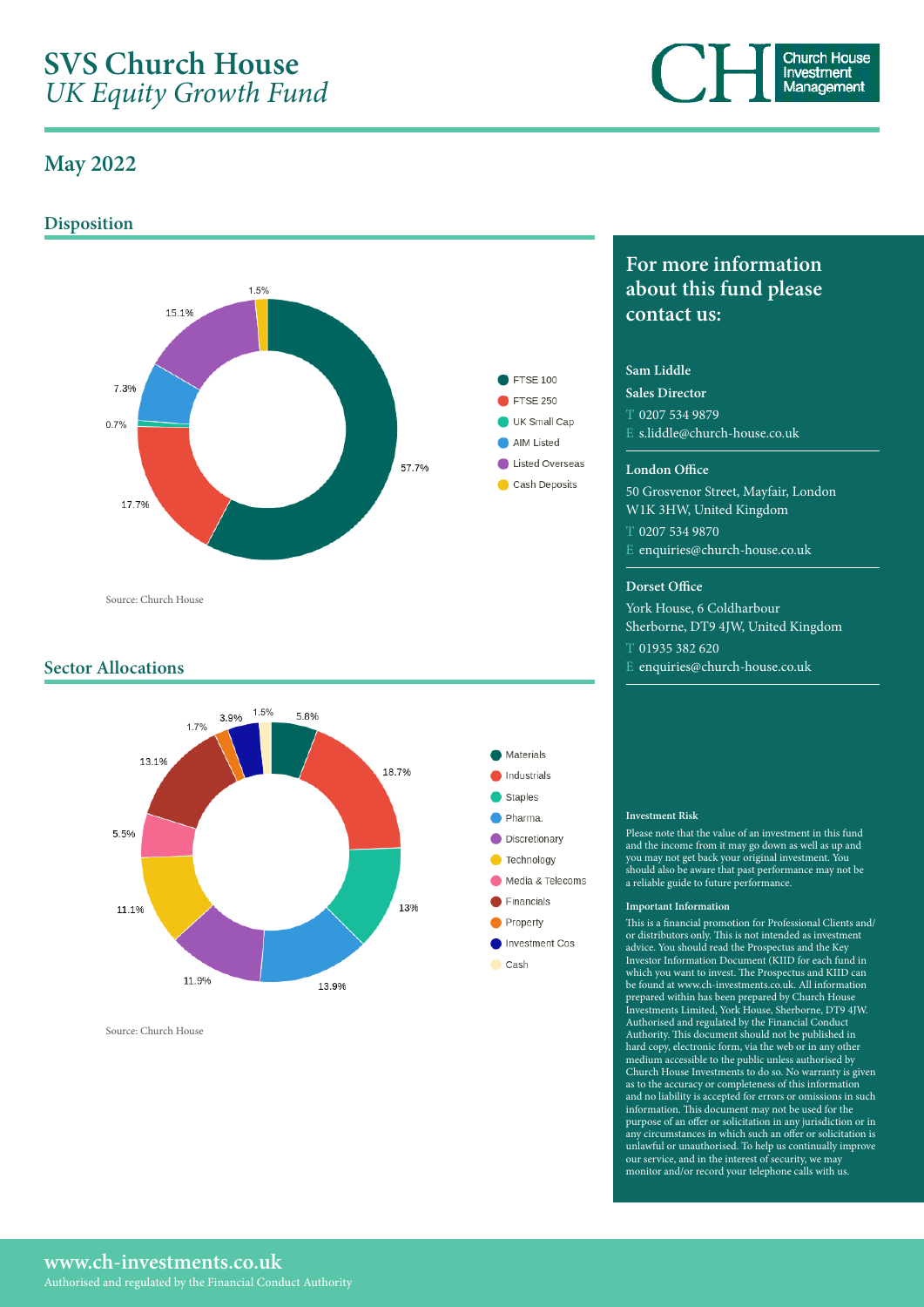# SVS Church House
*UK Equity Growth Fund*

Church House Investment Management

## May 2022

### Disposition

57.7%
17.7%
0.7%
7.3%
15.1%
1.5%

- FTSE 100
- FTSE 250
- UK Small Cap
- AIM Listed
- Listed Overseas
- Cash Deposits

Source: Church House

### Sector Allocations

5.8%
18.7%
13%
13.9%
11.9%
11.1%
5.5%
13.1%
1.7%
3.9%
1.5%

- Materials
- Industrials
- Staples
- Pharma.
- Discretionary
- Technology
- Media & Telecoms
- Financials
- Property
- Investment Cos
- Cash

Source: Church House

## For more information about this fund please contact us:

**Sam Liddle**

**Sales Director**

T 0207 534 9879
E s.liddle@church-house.co.uk

**London Office**

50 Grosvenor Street, Mayfair, London
W1K 3HW, United Kingdom
T 0207 534 9870
E enquiries@church-house.co.uk

**Dorset Office**

York House, 6 Coldharbour
Sherborne, DT9 4JW, United Kingdom
T 01935 382 620
E enquiries@church-house.co.uk

**Investment Risk**

Please note that the value of an investment in this fund and the income from it may go down as well as up and you may not get back your original investment. You should also be aware that past performance may not be a reliable guide to future performance.

**Important Information**

This is a financial promotion for Professional Clients and/or distributors only. This is not intended as investment advice. You should read the Prospectus and the Key Investor Information Document (KIID for each fund in which you want to invest. The Prospectus and KIID can be found at www.ch-investments.co.uk. All information prepared within has been prepared by Church House Investments Limited, York House, Sherborne, DT9 4JW. Authorised and regulated by the Financial Conduct Authority. This document should not be published in hard copy, electronic form, via the web or in any other medium accessible to the public unless authorised by Church House Investments to do so. No warranty is given as to the accuracy or completeness of this information and no liability is accepted for errors or omissions in such information. This document may not be used for the purpose of an offer or solicitation in any jurisdiction or in any circumstances in which such an offer or solicitation is unlawful or unauthorised. To help us continually improve our service, and in the interest of security, we may monitor and/or record your telephone calls with us.

**www.ch-investments.co.uk**
Authorised and regulated by the Financial Conduct Authority